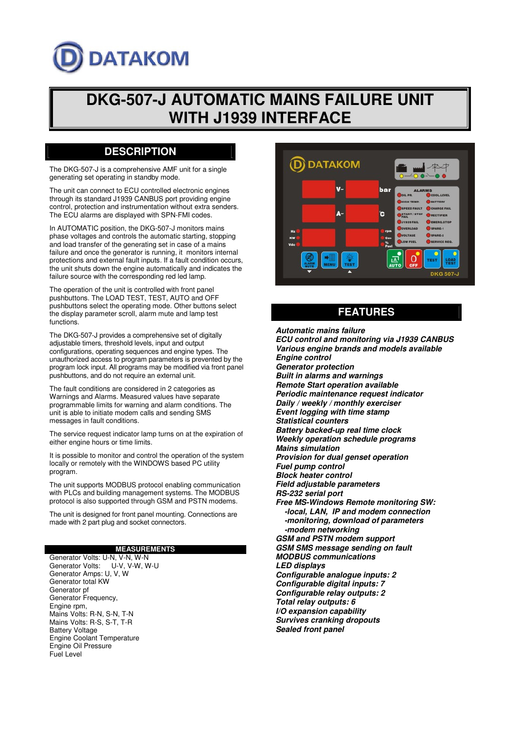# DATAKOM

# DKG-507-J AUTOMATIC MAINS FAILURE UNIT WITH J1939 INTERFACE

## DESCRIPTION

The DKG-507-J is a comprehensive AMF unit for a single generating set operating in standby mode.

The unit can connect to ECU controlled electronic engines through its standard J1939 CANBUS port providing engine control, protection and instrumentation without extra senders. The ECU alarms are displayed with SPN-FMI codes.

In AUTOMATIC position, the DKG-507-J monitors mains phase voltages and controls the automatic starting, stopping and load transfer of the generating set in case of a mains failure and once the generator is running, it monitors internal protections and external fault inputs. If a fault condition occurs, the unit shuts down the engine automatically and indicates the failure source with the corresponding red led lamp.

The operation of the unit is controlled with front panel pushbuttons. The LOAD TEST, TEST, AUTO and OFF pushbuttons select the operating mode. Other buttons select the display parameter scroll, alarm mute and lamp test functions.

The DKG-507-J provides a comprehensive set of digitally adjustable timers, threshold levels, input and output configurations, operating sequences and engine types. The unauthorized access to program parameters is prevented by the program lock input. All programs may be modified via front panel pushbuttons, and do not require an external unit.

The fault conditions are considered in 2 categories as Warnings and Alarms. Measured values have separate programmable limits for warning and alarm conditions. The unit is able to initiate modem calls and sending SMS messages in fault conditions.

The service request indicator lamp turns on at the expiration of either engine hours or time limits.

It is possible to monitor and control the operation of the system locally or remotely with the WINDOWS based PC utility program.

The unit supports MODBUS protocol enabling communication with PLCs and building management systems. The MODBUS protocol is also supported through GSM and PSTN modems.

The unit is designed for front panel mounting. Connections are made with 2 part plug and socket connectors.

### MEASUREMENTS

Generator Volts: U-N, V-N, W-N
Generator Volts: U-V, V-W, W-U
Generator Amps: U, V, W
Generator total KW
Generator pf
Generator Frequency,
Engine rpm,
Mains Volts: R-N, S-N, T-N
Mains Volts: R-S, S-T, T-R
Battery Voltage
Engine Coolant Temperature
Engine Oil Pressure
Fuel Level

## FEATURES

***Automatic mains failure***
***ECU control and monitoring via J1939 CANBUS***
***Various engine brands and models available***
***Engine control***
***Generator protection***
***Built in alarms and warnings***
***Remote Start operation available***
***Periodic maintenance request indicator***
***Daily / weekly / monthly exerciser***
***Event logging with time stamp***
***Statistical counters***
***Battery backed-up real time clock***
***Weekly operation schedule programs***
***Mains simulation***
***Provision for dual genset operation***
***Fuel pump control***
***Block heater control***
***Field adjustable parameters***
***RS-232 serial port***
***Free MS-Windows Remote monitoring SW:***
- ***-local, LAN, IP and modem connection***
- ***-monitoring, download of parameters***
- ***-modem networking***

***GSM and PSTN modem support***
***GSM SMS message sending on fault***
***MODBUS communications***
***LED displays***
***Configurable analogue inputs: 2***
***Configurable digital inputs: 7***
***Configurable relay outputs: 2***
***Total relay outputs: 6***
***I/O expansion capability***
***Survives cranking dropouts***
***Sealed front panel***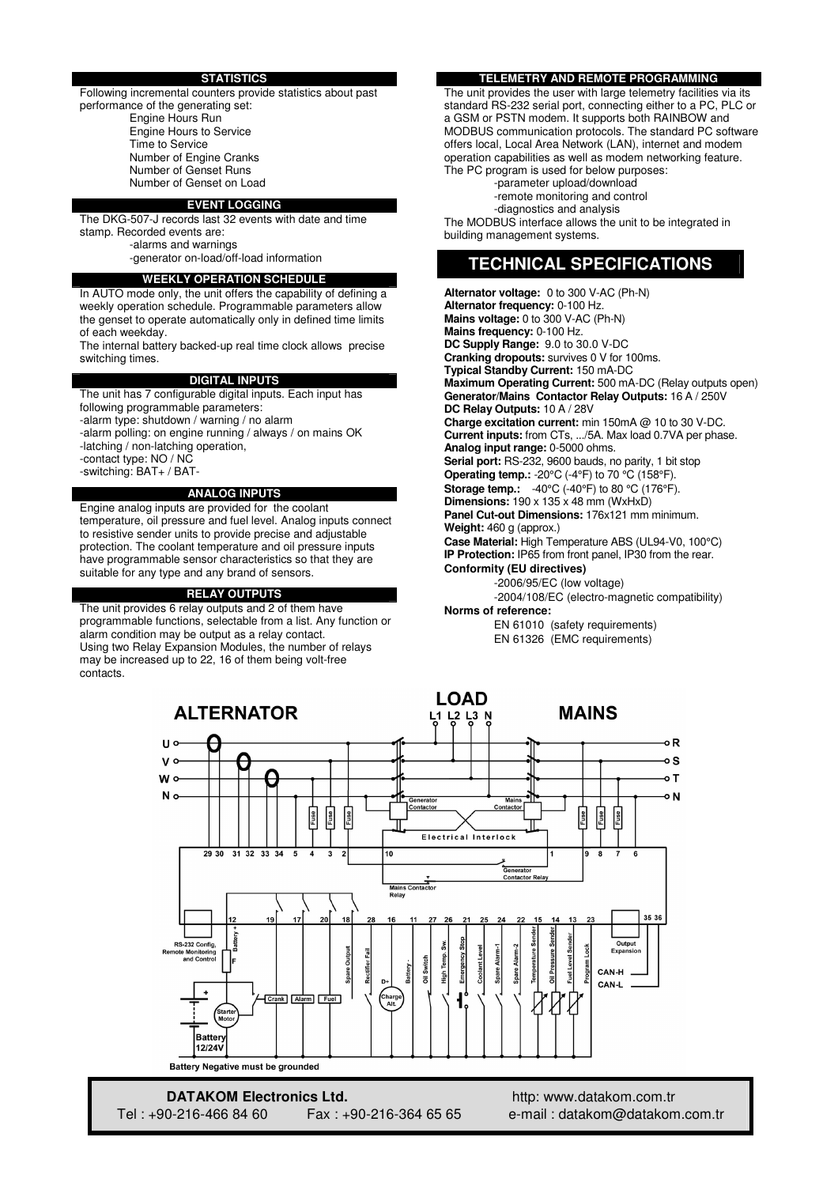## STATISTICS

Following incremental counters provide statistics about past performance of the generating set:

- Engine Hours Run
- Engine Hours to Service
- Time to Service
- Number of Engine Cranks
- Number of Genset Runs
- Number of Genset on Load

## EVENT LOGGING

The DKG-507-J records last 32 events with date and time stamp. Recorded events are:

- -alarms and warnings
- -generator on-load/off-load information

## WEEKLY OPERATION SCHEDULE

In AUTO mode only, the unit offers the capability of defining a weekly operation schedule. Programmable parameters allow the genset to operate automatically only in defined time limits of each weekday.

The internal battery backed-up real time clock allows precise switching times.

## DIGITAL INPUTS

The unit has 7 configurable digital inputs. Each input has following programmable parameters:

-alarm type: shutdown / warning / no alarm
-alarm polling: on engine running / always / on mains OK
-latching / non-latching operation,
-contact type: NO / NC
-switching: BAT+ / BAT-

## ANALOG INPUTS

Engine analog inputs are provided for the coolant temperature, oil pressure and fuel level. Analog inputs connect to resistive sender units to provide precise and adjustable protection. The coolant temperature and oil pressure inputs have programmable sensor characteristics so that they are suitable for any type and any brand of sensors.

## RELAY OUTPUTS

The unit provides 6 relay outputs and 2 of them have programmable functions, selectable from a list. Any function or alarm condition may be output as a relay contact.

Using two Relay Expansion Modules, the number of relays may be increased up to 22, 16 of them being volt-free contacts.

## TELEMETRY AND REMOTE PROGRAMMING

The unit provides the user with large telemetry facilities via its standard RS-232 serial port, connecting either to a PC, PLC or a GSM or PSTN modem. It supports both RAINBOW and MODBUS communication protocols. The standard PC software offers local, Local Area Network (LAN), internet and modem operation capabilities as well as modem networking feature.

The PC program is used for below purposes:

- -parameter upload/download
- -remote monitoring and control
- -diagnostics and analysis

The MODBUS interface allows the unit to be integrated in building management systems.

# TECHNICAL SPECIFICATIONS

**Alternator voltage:** 0 to 300 V-AC (Ph-N)
**Alternator frequency:** 0-100 Hz.
**Mains voltage:** 0 to 300 V-AC (Ph-N)
**Mains frequency:** 0-100 Hz.
**DC Supply Range:** 9.0 to 30.0 V-DC
**Cranking dropouts:** survives 0 V for 100ms.
**Typical Standby Current:** 150 mA-DC
**Maximum Operating Current:** 500 mA-DC (Relay outputs open)
**Generator/Mains Contactor Relay Outputs:** 16 A / 250V
**DC Relay Outputs:** 10 A / 28V
**Charge excitation current:** min 150mA @ 10 to 30 V-DC.
**Current inputs:** from CTs, .../5A. Max load 0.7VA per phase.
**Analog input range:** 0-5000 ohms.
**Serial port:** RS-232, 9600 bauds, no parity, 1 bit stop
**Operating temp.:** -20°C (-4°F) to 70 °C (158°F).
**Storage temp.:** -40°C (-40°F) to 80 °C (176°F).
**Dimensions:** 190 x 135 x 48 mm (WxHxD)
**Panel Cut-out Dimensions:** 176x121 mm minimum.
**Weight:** 460 g (approx.)
**Case Material:** High Temperature ABS (UL94-V0, 100°C)
**IP Protection:** IP65 from front panel, IP30 from the rear.
**Conformity (EU directives)**

- -2006/95/EC (low voltage)
- -2004/108/EC (electro-magnetic compatibility)

**Norms of reference:**

- EN 61010 (safety requirements)
- EN 61326 (EMC requirements)

ALTERNATOR
LOAD
L1 L2 L3 N
MAINS
U V W N
R S T N
Fuse Fuse Fuse
Generator Contactor
Mains Contactor
Electrical Interlock
Fuse Fuse Fuse
29 30 31 32 33 34 5 4 3 2 10 1 9 8 7 6
Generator Contactor Relay
Mains Contactor Relay
12 19 17 20 18 28 16 11 27 26 21 25 24 22 15 14 13 23 35 36
RS-232 Config, Remote Monitoring and Control
Battery +
F
Spare Output
Rectifier Fail
D+
Battery -
Oil Switch
High Temp. Sw.
Emergency Stop
Coolant Level
Spare Alarm-1
Spare Alarm-2
Temperature Sender
Oil Pressure Sender
Fuel Level Sender
Program Lock
Output Expansion
CAN-H
CAN-L
Crank Alarm Fuel
Starter Motor
Charge Alt.
Battery 12/24V
Battery Negative must be grounded

**DATAKOM Electronics Ltd.** http: www.datakom.com.tr
Tel : +90-216-466 84 60 Fax : +90-216-364 65 65 e-mail : datakom@datakom.com.tr